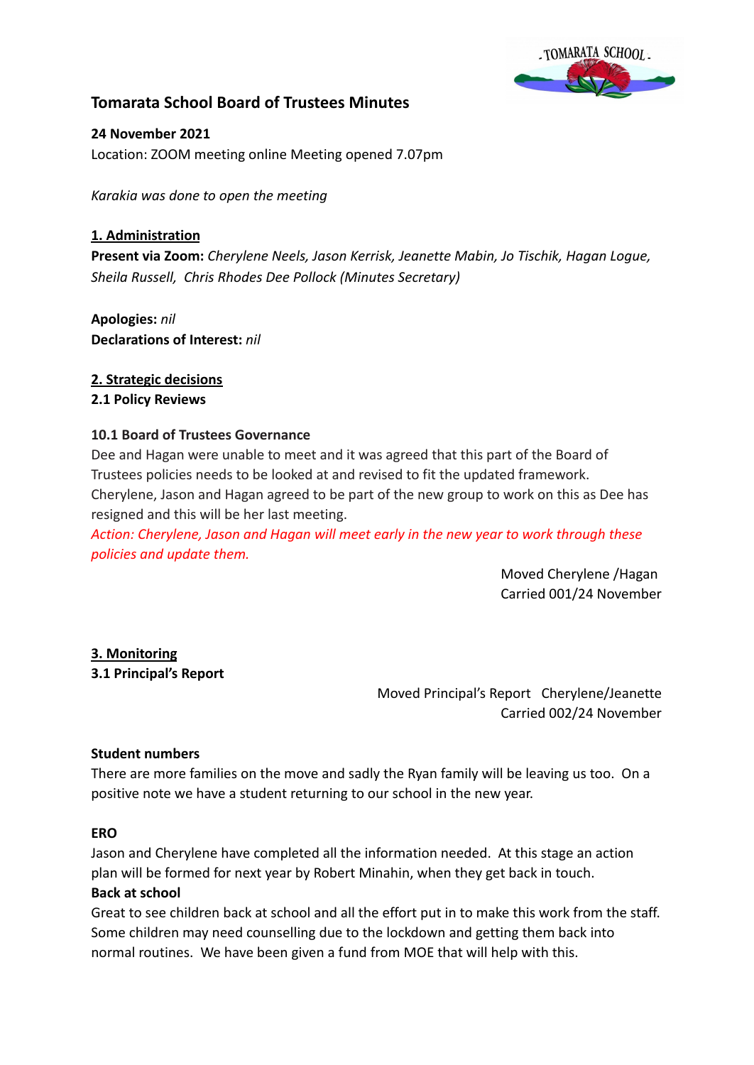# Tomarata School Board of Trustees Minutes

**24 November 2021**
Location: ZOOM meeting online Meeting opened 7.07pm

*Karakia was done to open the meeting*

## 1. Administration

**Present via Zoom:** *Cherylene Neels, Jason Kerrisk, Jeanette Mabin, Jo Tischik, Hagan Logue, Sheila Russell, Chris Rhodes Dee Pollock (Minutes Secretary)*

**Apologies:** *nil*
**Declarations of Interest:** *nil*

## 2. Strategic decisions

### 2.1 Policy Reviews

#### 10.1 Board of Trustees Governance

Dee and Hagan were unable to meet and it was agreed that this part of the Board of Trustees policies needs to be looked at and revised to fit the updated framework. Cherylene, Jason and Hagan agreed to be part of the new group to work on this as Dee has resigned and this will be her last meeting.

*Action: Cherylene, Jason and Hagan will meet early in the new year to work through these policies and update them.*

Moved Cherylene /Hagan
Carried 001/24 November

## 3. Monitoring

### 3.1 Principal's Report

Moved Principal's Report Cherylene/Jeanette
Carried 002/24 November

**Student numbers**

There are more families on the move and sadly the Ryan family will be leaving us too. On a positive note we have a student returning to our school in the new year.

**ERO**

Jason and Cherylene have completed all the information needed. At this stage an action plan will be formed for next year by Robert Minahin, when they get back in touch.

**Back at school**

Great to see children back at school and all the effort put in to make this work from the staff. Some children may need counselling due to the lockdown and getting them back into normal routines. We have been given a fund from MOE that will help with this.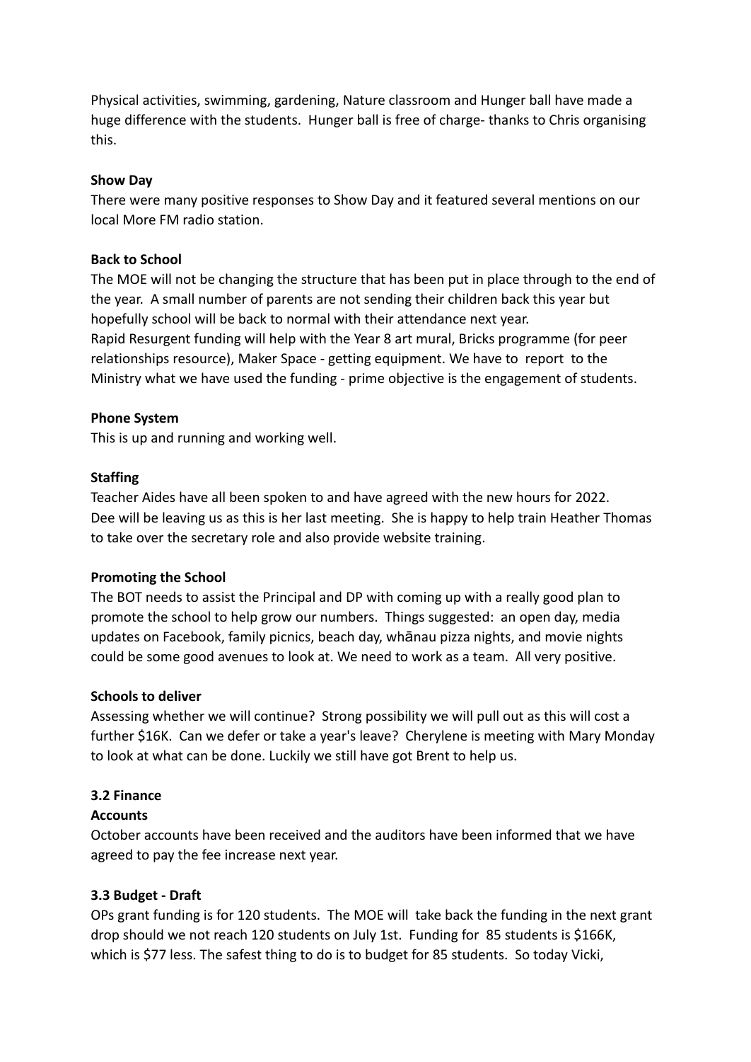Physical activities, swimming, gardening, Nature classroom and Hunger ball have made a huge difference with the students. Hunger ball is free of charge- thanks to Chris organising this.

**Show Day**

There were many positive responses to Show Day and it featured several mentions on our local More FM radio station.

**Back to School**

The MOE will not be changing the structure that has been put in place through to the end of the year. A small number of parents are not sending their children back this year but hopefully school will be back to normal with their attendance next year.
Rapid Resurgent funding will help with the Year 8 art mural, Bricks programme (for peer relationships resource), Maker Space - getting equipment. We have to report to the Ministry what we have used the funding - prime objective is the engagement of students.

**Phone System**

This is up and running and working well.

**Staffing**

Teacher Aides have all been spoken to and have agreed with the new hours for 2022.
Dee will be leaving us as this is her last meeting. She is happy to help train Heather Thomas to take over the secretary role and also provide website training.

**Promoting the School**

The BOT needs to assist the Principal and DP with coming up with a really good plan to promote the school to help grow our numbers. Things suggested: an open day, media updates on Facebook, family picnics, beach day, whānau pizza nights, and movie nights could be some good avenues to look at. We need to work as a team. All very positive.

**Schools to deliver**

Assessing whether we will continue? Strong possibility we will pull out as this will cost a further $16K. Can we defer or take a year's leave? Cherylene is meeting with Mary Monday to look at what can be done. Luckily we still have got Brent to help us.

**3.2 Finance**

**Accounts**

October accounts have been received and the auditors have been informed that we have agreed to pay the fee increase next year.

**3.3 Budget - Draft**

OPs grant funding is for 120 students. The MOE will take back the funding in the next grant drop should we not reach 120 students on July 1st. Funding for 85 students is $166K, which is $77 less. The safest thing to do is to budget for 85 students. So today Vicki,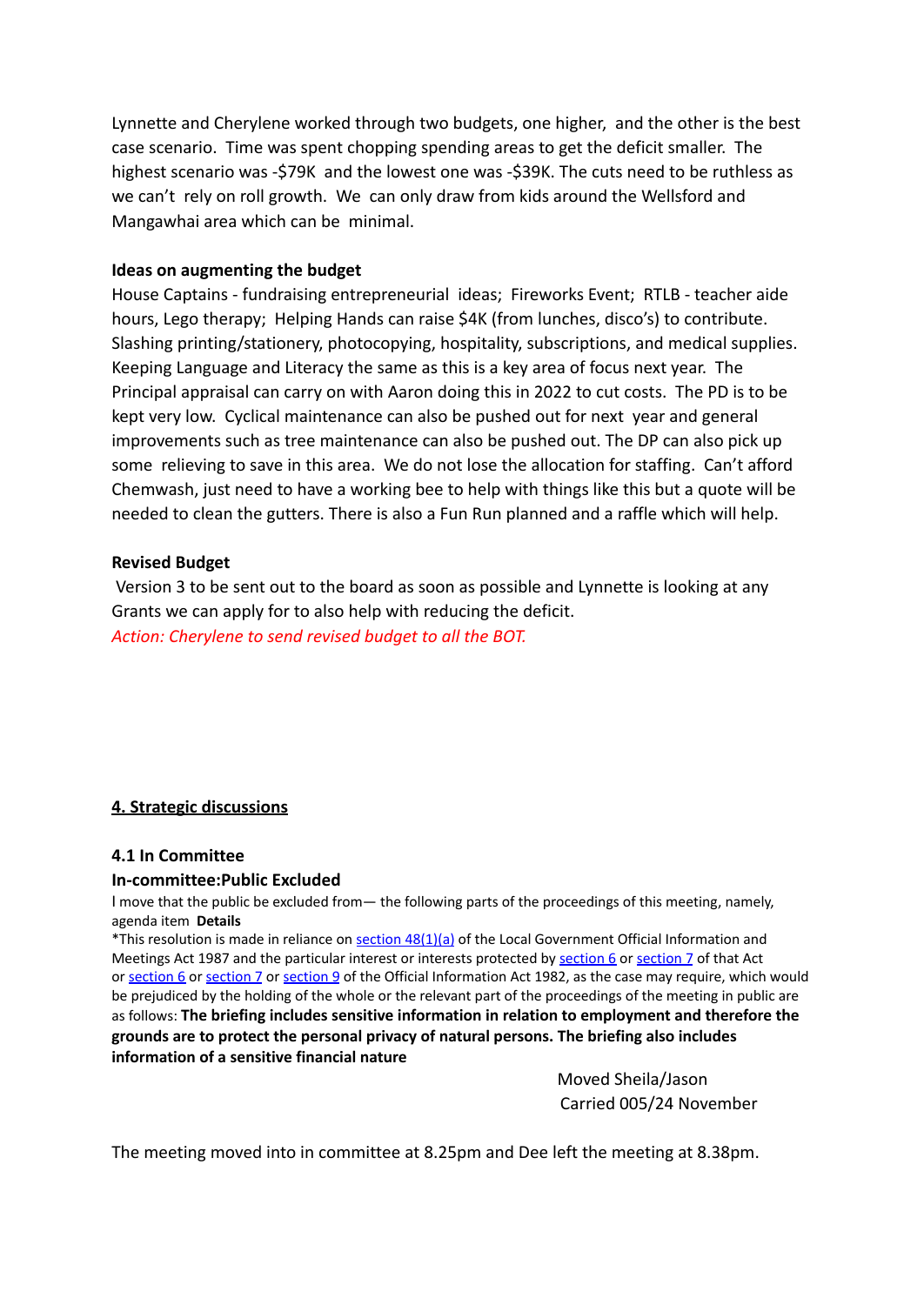Lynnette and Cherylene worked through two budgets, one higher, and the other is the best case scenario. Time was spent chopping spending areas to get the deficit smaller. The highest scenario was -$79K and the lowest one was -$39K. The cuts need to be ruthless as we can't rely on roll growth. We can only draw from kids around the Wellsford and Mangawhai area which can be minimal.

**Ideas on augmenting the budget**

House Captains - fundraising entrepreneurial ideas; Fireworks Event; RTLB - teacher aide hours, Lego therapy; Helping Hands can raise $4K (from lunches, disco's) to contribute. Slashing printing/stationery, photocopying, hospitality, subscriptions, and medical supplies. Keeping Language and Literacy the same as this is a key area of focus next year. The Principal appraisal can carry on with Aaron doing this in 2022 to cut costs. The PD is to be kept very low. Cyclical maintenance can also be pushed out for next year and general improvements such as tree maintenance can also be pushed out. The DP can also pick up some relieving to save in this area. We do not lose the allocation for staffing. Can't afford Chemwash, just need to have a working bee to help with things like this but a quote will be needed to clean the gutters. There is also a Fun Run planned and a raffle which will help.

**Revised Budget**

Version 3 to be sent out to the board as soon as possible and Lynnette is looking at any Grants we can apply for to also help with reducing the deficit.

*Action: Cherylene to send revised budget to all the BOT.*

## 4. Strategic discussions

### 4.1 In Committee

**In-committee:Public Excluded**

I move that the public be excluded from— the following parts of the proceedings of this meeting, namely, agenda item **Details**

*This resolution is made in reliance on section 48(1)(a) of the Local Government Official Information and Meetings Act 1987 and the particular interest or interests protected by section 6 or section 7 of that Act or section 6 or section 7 or section 9 of the Official Information Act 1982, as the case may require, which would be prejudiced by the holding of the whole or the relevant part of the proceedings of the meeting in public are as follows: **The briefing includes sensitive information in relation to employment and therefore the grounds are to protect the personal privacy of natural persons. The briefing also includes information of a sensitive financial nature**

Moved Sheila/Jason
Carried 005/24 November

The meeting moved into in committee at 8.25pm and Dee left the meeting at 8.38pm.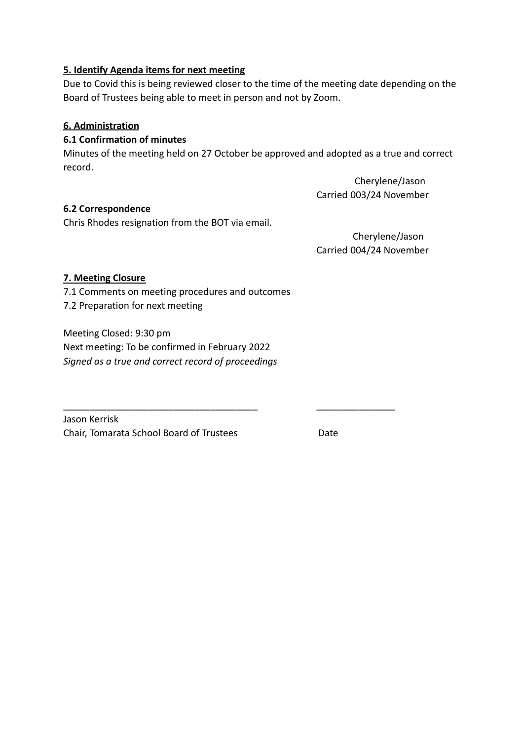**<u>5. Identify Agenda items for next meeting</u>**

Due to Covid this is being reviewed closer to the time of the meeting date depending on the Board of Trustees being able to meet in person and not by Zoom.

**<u>6. Administration</u>**

**6.1 Confirmation of minutes**

Minutes of the meeting held on 27 October be approved and adopted as a true and correct record.

Cherylene/Jason
Carried 003/24 November

**6.2 Correspondence**

Chris Rhodes resignation from the BOT via email.

Cherylene/Jason
Carried 004/24 November

**<u>7. Meeting Closure</u>**

7.1 Comments on meeting procedures and outcomes
7.2 Preparation for next meeting

Meeting Closed: 9:30 pm
Next meeting: To be confirmed in February 2022
*Signed as a true and correct record of proceedings*

_____________________________________ _______________

Jason Kerrisk
Chair, Tomarata School Board of Trustees Date